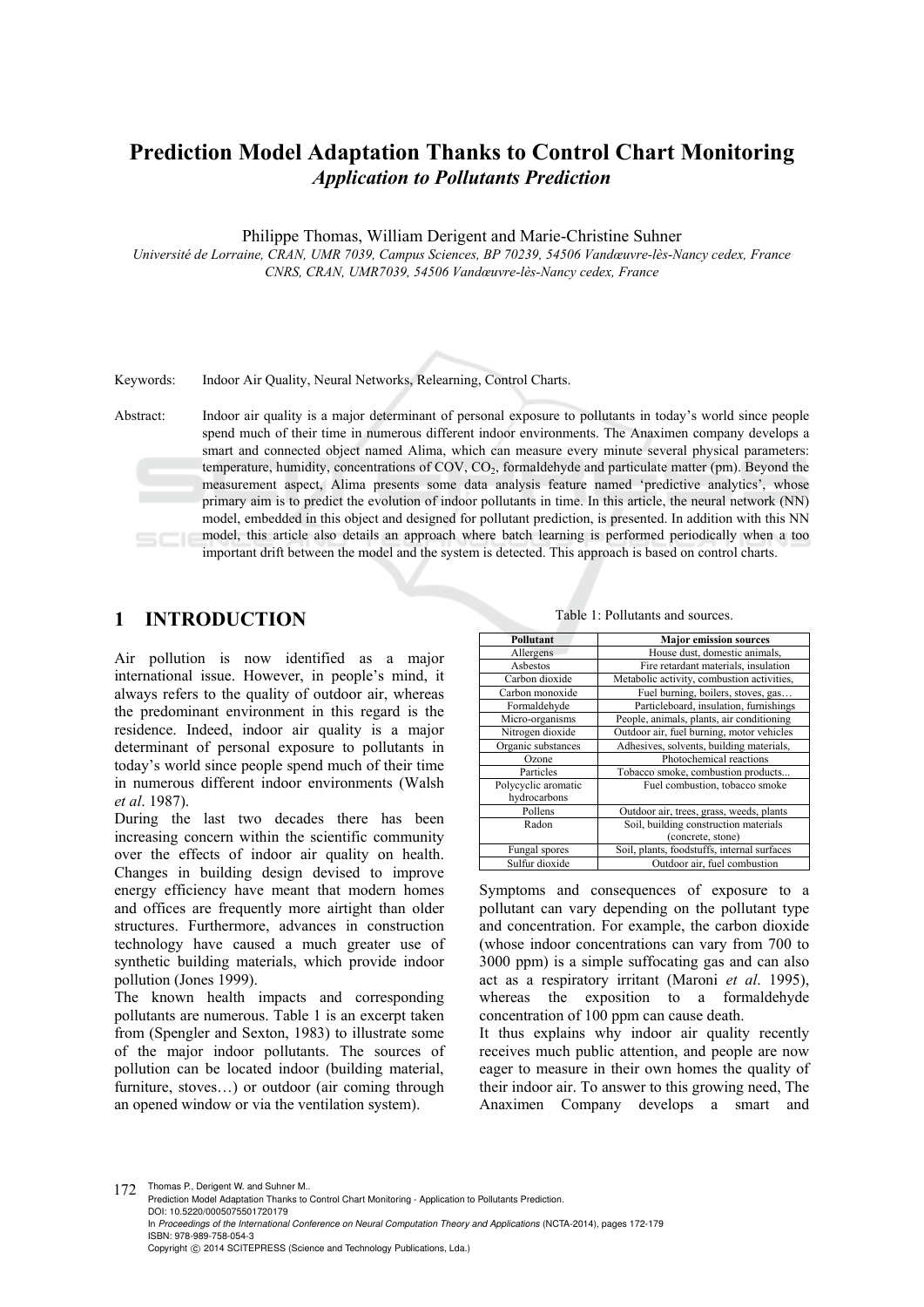# Prediction Model Adaptation Thanks to Control Chart Monitoring
## *Application to Pollutants Prediction*

Philippe Thomas, William Derigent and Marie-Christine Suhner

*Université de Lorraine, CRAN, UMR 7039, Campus Sciences, BP 70239, 54506 Vandœuvre-lès-Nancy cedex, France*
*CNRS, CRAN, UMR7039, 54506 Vandœuvre-lès-Nancy cedex, France*

Keywords: Indoor Air Quality, Neural Networks, Relearning, Control Charts.

Abstract: Indoor air quality is a major determinant of personal exposure to pollutants in today's world since people spend much of their time in numerous different indoor environments. The Anaximen company develops a smart and connected object named Alima, which can measure every minute several physical parameters: temperature, humidity, concentrations of COV, $CO_2$, formaldehyde and particulate matter (pm). Beyond the measurement aspect, Alima presents some data analysis feature named 'predictive analytics', whose primary aim is to predict the evolution of indoor pollutants in time. In this article, the neural network (NN) model, embedded in this object and designed for pollutant prediction, is presented. In addition with this NN model, this article also details an approach where batch learning is performed periodically when a too important drift between the model and the system is detected. This approach is based on control charts.

## 1 INTRODUCTION

Air pollution is now identified as a major international issue. However, in people's mind, it always refers to the quality of outdoor air, whereas the predominant environment in this regard is the residence. Indeed, indoor air quality is a major determinant of personal exposure to pollutants in today's world since people spend much of their time in numerous different indoor environments (Walsh *et al*. 1987).

During the last two decades there has been increasing concern within the scientific community over the effects of indoor air quality on health. Changes in building design devised to improve energy efficiency have meant that modern homes and offices are frequently more airtight than older structures. Furthermore, advances in construction technology have caused a much greater use of synthetic building materials, which provide indoor pollution (Jones 1999).

The known health impacts and corresponding pollutants are numerous. Table 1 is an excerpt taken from (Spengler and Sexton, 1983) to illustrate some of the major indoor pollutants. The sources of pollution can be located indoor (building material, furniture, stoves…) or outdoor (air coming through an opened window or via the ventilation system).

Table 1: Pollutants and sources.

| Pollutant | Major emission sources |
|---|---|
| Allergens | House dust, domestic animals, |
| Asbestos | Fire retardant materials, insulation |
| Carbon dioxide | Metabolic activity, combustion activities, |
| Carbon monoxide | Fuel burning, boilers, stoves, gas… |
| Formaldehyde | Particleboard, insulation, furnishings |
| Micro-organisms | People, animals, plants, air conditioning |
| Nitrogen dioxide | Outdoor air, fuel burning, motor vehicles |
| Organic substances | Adhesives, solvents, building materials, |
| Ozone | Photochemical reactions |
| Particles | Tobacco smoke, combustion products... |
| Polycyclic aromatic hydrocarbons | Fuel combustion, tobacco smoke |
| Pollens | Outdoor air, trees, grass, weeds, plants |
| Radon | Soil, building construction materials (concrete, stone) |
| Fungal spores | Soil, plants, foodstuffs, internal surfaces |
| Sulfur dioxide | Outdoor air, fuel combustion |

Symptoms and consequences of exposure to a pollutant can vary depending on the pollutant type and concentration. For example, the carbon dioxide (whose indoor concentrations can vary from 700 to 3000 ppm) is a simple suffocating gas and can also act as a respiratory irritant (Maroni *et al*. 1995), whereas the exposition to a formaldehyde concentration of 100 ppm can cause death.

It thus explains why indoor air quality recently receives much public attention, and people are now eager to measure in their own homes the quality of their indoor air. To answer to this growing need, The Anaximen Company develops a smart and

Thomas P., Derigent W. and Suhner M..
Prediction Model Adaptation Thanks to Control Chart Monitoring - Application to Pollutants Prediction.
DOI: 10.5220/0005075501720179
In *Proceedings of the International Conference on Neural Computation Theory and Applications* (NCTA-2014), pages 172-179
ISBN: 978-989-758-054-3
Copyright © 2014 SCITEPRESS (Science and Technology Publications, Lda.)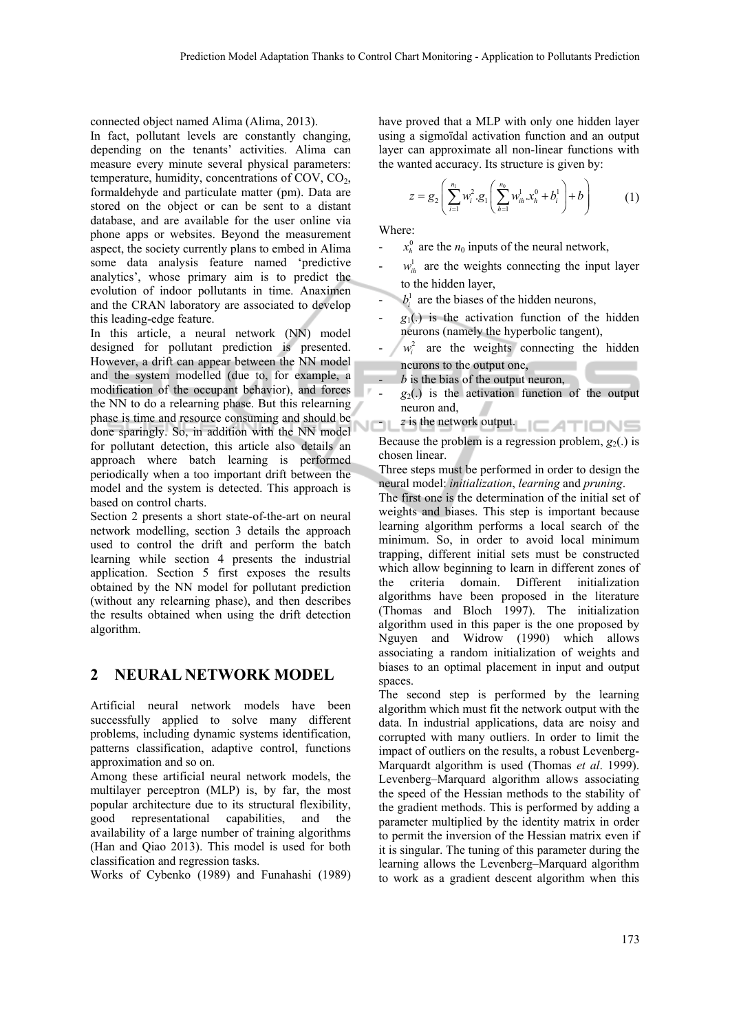connected object named Alima (Alima, 2013).

In fact, pollutant levels are constantly changing, depending on the tenants' activities. Alima can measure every minute several physical parameters: temperature, humidity, concentrations of COV, $CO_2$, formaldehyde and particulate matter (pm). Data are stored on the object or can be sent to a distant database, and are available for the user online via phone apps or websites. Beyond the measurement aspect, the society currently plans to embed in Alima some data analysis feature named 'predictive analytics', whose primary aim is to predict the evolution of indoor pollutants in time. Anaximen and the CRAN laboratory are associated to develop this leading-edge feature.

In this article, a neural network (NN) model designed for pollutant prediction is presented. However, a drift can appear between the NN model and the system modelled (due to, for example, a modification of the occupant behavior), and forces the NN to do a relearning phase. But this relearning phase is time and resource consuming and should be done sparingly. So, in addition with the NN model for pollutant detection, this article also details an approach where batch learning is performed periodically when a too important drift between the model and the system is detected. This approach is based on control charts.

Section 2 presents a short state-of-the-art on neural network modelling, section 3 details the approach used to control the drift and perform the batch learning while section 4 presents the industrial application. Section 5 first exposes the results obtained by the NN model for pollutant prediction (without any relearning phase), and then describes the results obtained when using the drift detection algorithm.

## 2 NEURAL NETWORK MODEL

Artificial neural network models have been successfully applied to solve many different problems, including dynamic systems identification, patterns classification, adaptive control, functions approximation and so on.

Among these artificial neural network models, the multilayer perceptron (MLP) is, by far, the most popular architecture due to its structural flexibility, good representational capabilities, and the availability of a large number of training algorithms (Han and Qiao 2013). This model is used for both classification and regression tasks.

Works of Cybenko (1989) and Funahashi (1989) have proved that a MLP with only one hidden layer using a sigmoïdal activation function and an output layer can approximate all non-linear functions with the wanted accuracy. Its structure is given by:

$$z = g_2\left(\sum_{i=1}^{n_1} w_i^2 . g_1\left(\sum_{h=1}^{n_0} w_{ih}^1 . x_h^0 + b_i^1\right) + b\right) \tag{1}$$

Where:

- $x_h^0$ are the $n_0$ inputs of the neural network,
- $w_{ih}^1$ are the weights connecting the input layer to the hidden layer,
- $b_i^1$ are the biases of the hidden neurons,
- $g_1(.)$ is the activation function of the hidden neurons (namely the hyperbolic tangent),
- $w_i^2$ are the weights connecting the hidden neurons to the output one,
- $b$ is the bias of the output neuron,
- $g_2(.)$ is the activation function of the output neuron and,
- $z$ is the network output.

Because the problem is a regression problem, $g_2(.)$ is chosen linear.

Three steps must be performed in order to design the neural model: *initialization*, *learning* and *pruning*.

The first one is the determination of the initial set of weights and biases. This step is important because learning algorithm performs a local search of the minimum. So, in order to avoid local minimum trapping, different initial sets must be constructed which allow beginning to learn in different zones of the criteria domain. Different initialization algorithms have been proposed in the literature (Thomas and Bloch 1997). The initialization algorithm used in this paper is the one proposed by Nguyen and Widrow (1990) which allows associating a random initialization of weights and biases to an optimal placement in input and output spaces.

The second step is performed by the learning algorithm which must fit the network output with the data. In industrial applications, data are noisy and corrupted with many outliers. In order to limit the impact of outliers on the results, a robust Levenberg-Marquardt algorithm is used (Thomas *et al*. 1999). Levenberg–Marquard algorithm allows associating the speed of the Hessian methods to the stability of the gradient methods. This is performed by adding a parameter multiplied by the identity matrix in order to permit the inversion of the Hessian matrix even if it is singular. The tuning of this parameter during the learning allows the Levenberg–Marquard algorithm to work as a gradient descent algorithm when this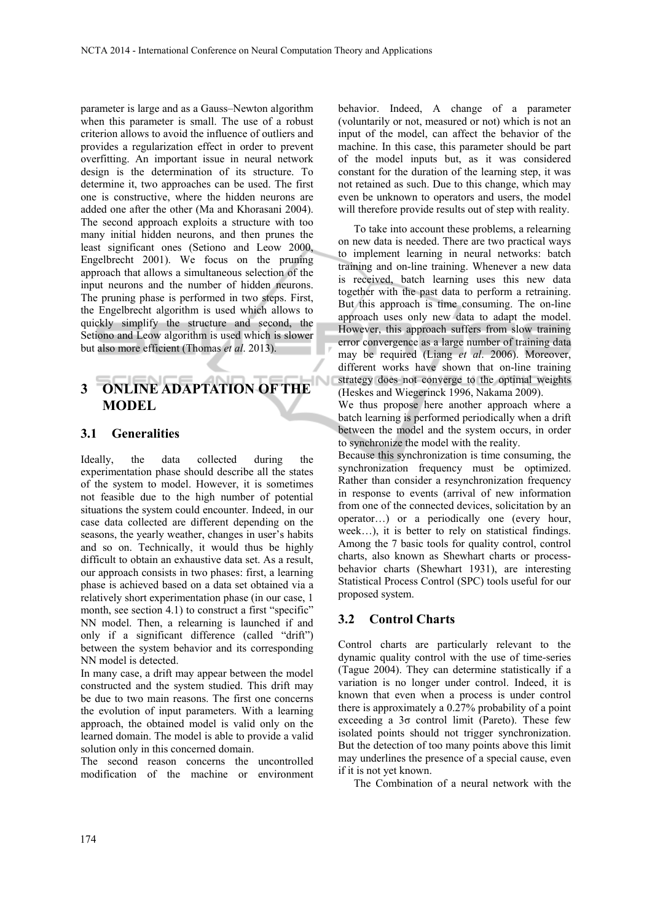parameter is large and as a Gauss–Newton algorithm when this parameter is small. The use of a robust criterion allows to avoid the influence of outliers and provides a regularization effect in order to prevent overfitting. An important issue in neural network design is the determination of its structure. To determine it, two approaches can be used. The first one is constructive, where the hidden neurons are added one after the other (Ma and Khorasani 2004). The second approach exploits a structure with too many initial hidden neurons, and then prunes the least significant ones (Setiono and Leow 2000, Engelbrecht 2001). We focus on the pruning approach that allows a simultaneous selection of the input neurons and the number of hidden neurons. The pruning phase is performed in two steps. First, the Engelbrecht algorithm is used which allows to quickly simplify the structure and second, the Setiono and Leow algorithm is used which is slower but also more efficient (Thomas *et al*. 2013).

## 3 ONLINE ADAPTATION OF THE MODEL

### 3.1 Generalities

Ideally, the data collected during the experimentation phase should describe all the states of the system to model. However, it is sometimes not feasible due to the high number of potential situations the system could encounter. Indeed, in our case data collected are different depending on the seasons, the yearly weather, changes in user's habits and so on. Technically, it would thus be highly difficult to obtain an exhaustive data set. As a result, our approach consists in two phases: first, a learning phase is achieved based on a data set obtained via a relatively short experimentation phase (in our case, 1 month, see section 4.1) to construct a first "specific" NN model. Then, a relearning is launched if and only if a significant difference (called "drift") between the system behavior and its corresponding NN model is detected.

In many case, a drift may appear between the model constructed and the system studied. This drift may be due to two main reasons. The first one concerns the evolution of input parameters. With a learning approach, the obtained model is valid only on the learned domain. The model is able to provide a valid solution only in this concerned domain.

The second reason concerns the uncontrolled modification of the machine or environment behavior. Indeed, A change of a parameter (voluntarily or not, measured or not) which is not an input of the model, can affect the behavior of the machine. In this case, this parameter should be part of the model inputs but, as it was considered constant for the duration of the learning step, it was not retained as such. Due to this change, which may even be unknown to operators and users, the model will therefore provide results out of step with reality.

To take into account these problems, a relearning on new data is needed. There are two practical ways to implement learning in neural networks: batch training and on-line training. Whenever a new data is received, batch learning uses this new data together with the past data to perform a retraining. But this approach is time consuming. The on-line approach uses only new data to adapt the model. However, this approach suffers from slow training error convergence as a large number of training data may be required (Liang *et al*. 2006). Moreover, different works have shown that on-line training strategy does not converge to the optimal weights (Heskes and Wiegerinck 1996, Nakama 2009).

We thus propose here another approach where a batch learning is performed periodically when a drift between the model and the system occurs, in order to synchronize the model with the reality.

Because this synchronization is time consuming, the synchronization frequency must be optimized. Rather than consider a resynchronization frequency in response to events (arrival of new information from one of the connected devices, solicitation by an operator…) or a periodically one (every hour, week…), it is better to rely on statistical findings. Among the 7 basic tools for quality control, control charts, also known as Shewhart charts or process-behavior charts (Shewhart 1931), are interesting Statistical Process Control (SPC) tools useful for our proposed system.

### 3.2 Control Charts

Control charts are particularly relevant to the dynamic quality control with the use of time-series (Tague 2004). They can determine statistically if a variation is no longer under control. Indeed, it is known that even when a process is under control there is approximately a 0.27% probability of a point exceeding a 3σ control limit (Pareto). These few isolated points should not trigger synchronization. But the detection of too many points above this limit may underlines the presence of a special cause, even if it is not yet known.

The Combination of a neural network with the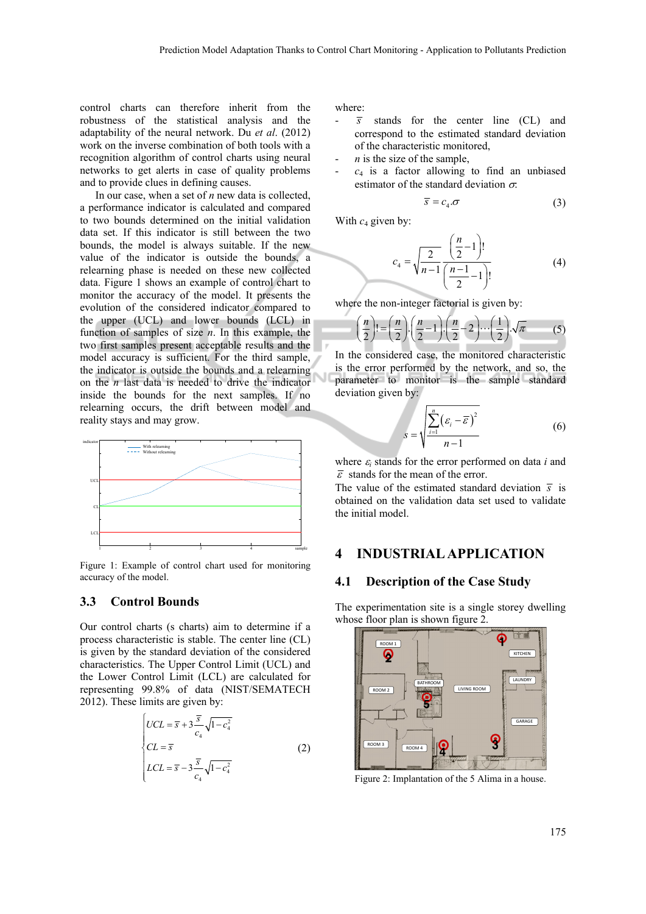control charts can therefore inherit from the robustness of the statistical analysis and the adaptability of the neural network. Du *et al.* (2012) work on the inverse combination of both tools with a recognition algorithm of control charts using neural networks to get alerts in case of quality problems and to provide clues in defining causes.

In our case, when a set of $n$ new data is collected, a performance indicator is calculated and compared to two bounds determined on the initial validation data set. If this indicator is still between the two bounds, the model is always suitable. If the new value of the indicator is outside the bounds, a relearning phase is needed on these new collected data. Figure 1 shows an example of control chart to monitor the accuracy of the model. It presents the evolution of the considered indicator compared to the upper (UCL) and lower bounds (LCL) in function of samples of size $n$. In this example, the two first samples present acceptable results and the model accuracy is sufficient. For the third sample, the indicator is outside the bounds and a relearning on the $n$ last data is needed to drive the indicator inside the bounds for the next samples. If no relearning occurs, the drift between model and reality stays and may grow.

Figure 1: Example of control chart used for monitoring accuracy of the model.

### 3.3 Control Bounds

Our control charts (s charts) aim to determine if a process characteristic is stable. The center line (CL) is given by the standard deviation of the considered characteristics. The Upper Control Limit (UCL) and the Lower Control Limit (LCL) are calculated for representing 99.8% of data (NIST/SEMATECH 2012). These limits are given by:

$$\begin{cases} UCL = \bar{s} + 3\dfrac{\bar{s}}{c_4}\sqrt{1-c_4^2} \\ CL = \bar{s} \\ LCL = \bar{s} - 3\dfrac{\bar{s}}{c_4}\sqrt{1-c_4^2} \end{cases} \tag{2}$$

where:

- $\bar{s}$ stands for the center line (CL) and correspond to the estimated standard deviation of the characteristic monitored,
- $n$ is the size of the sample,
- $c_4$ is a factor allowing to find an unbiased estimator of the standard deviation $\sigma$:

$$\bar{s} = c_4.\sigma \tag{3}$$

With $c_4$ given by:

$$c_4 = \sqrt{\frac{2}{n-1}}\frac{\left(\dfrac{n}{2}-1\right)!}{\left(\dfrac{n-1}{2}-1\right)!} \tag{4}$$

where the non-integer factorial is given by:

$$\left(\frac{n}{2}\right)! = \left(\frac{n}{2}\right).\left(\frac{n}{2}-1\right).\left(\frac{n}{2}-2\right)\cdots\left(\frac{1}{2}\right).\sqrt{\pi} \tag{5}$$

In the considered case, the monitored characteristic is the error performed by the network, and so, the parameter to monitor is the sample standard deviation given by:

$$s = \sqrt{\frac{\sum_{i=1}^{n}\left(\varepsilon_i - \bar{\varepsilon}\right)^2}{n-1}} \tag{6}$$

where $\varepsilon_i$ stands for the error performed on data $i$ and $\bar{\varepsilon}$ stands for the mean of the error.

The value of the estimated standard deviation $\bar{s}$ is obtained on the validation data set used to validate the initial model.

## 4 INDUSTRIAL APPLICATION

### 4.1 Description of the Case Study

The experimentation site is a single storey dwelling whose floor plan is shown figure 2.

Figure 2: Implantation of the 5 Alima in a house.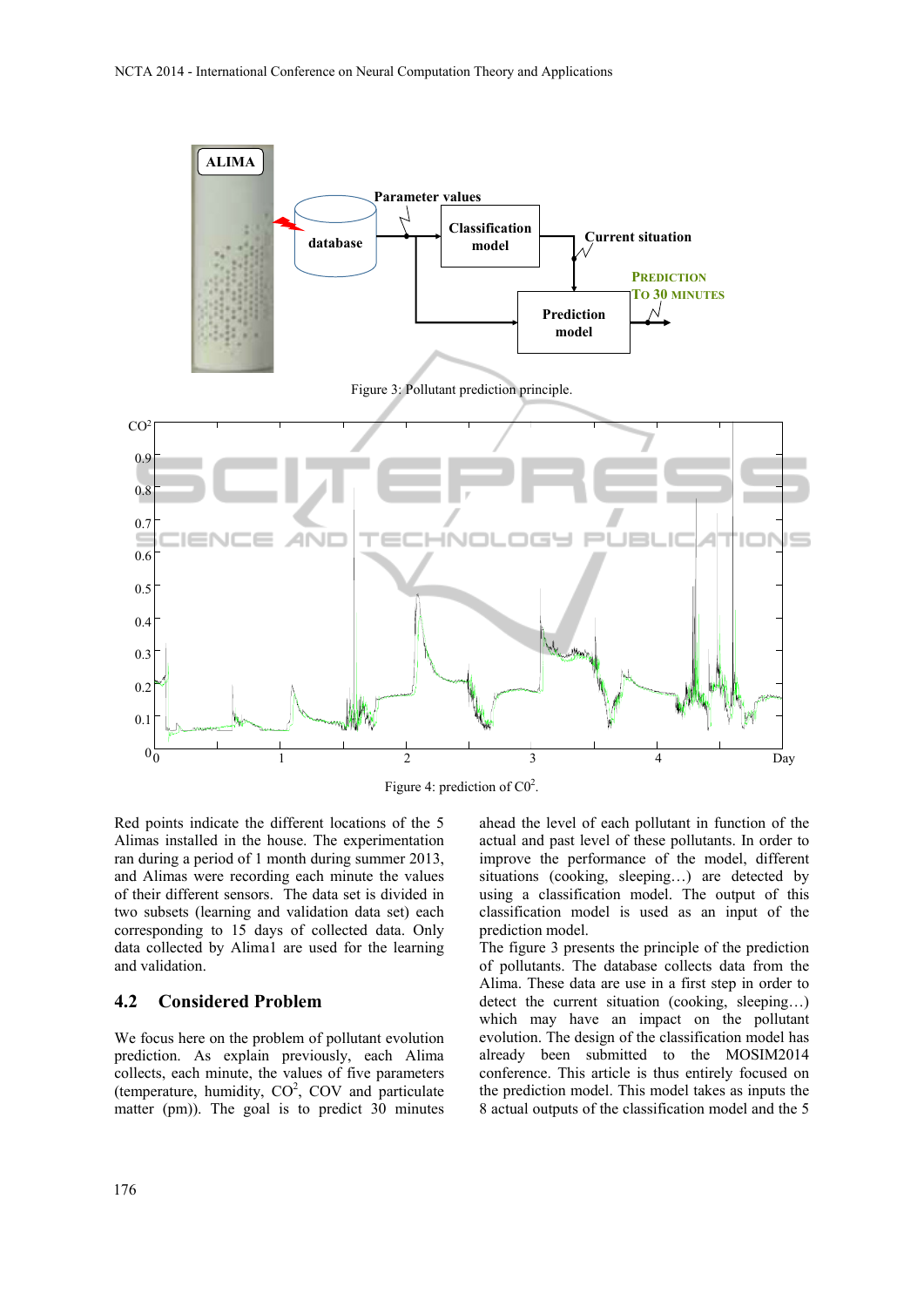Figure 3: Pollutant prediction principle.

Figure 4: prediction of $C0^2$.

Red points indicate the different locations of the 5 Alimas installed in the house. The experimentation ran during a period of 1 month during summer 2013, and Alimas were recording each minute the values of their different sensors. The data set is divided in two subsets (learning and validation data set) each corresponding to 15 days of collected data. Only data collected by Alima1 are used for the learning and validation.

## 4.2 Considered Problem

We focus here on the problem of pollutant evolution prediction. As explain previously, each Alima collects, each minute, the values of five parameters (temperature, humidity, $CO^2$, COV and particulate matter (pm)). The goal is to predict 30 minutes ahead the level of each pollutant in function of the actual and past level of these pollutants. In order to improve the performance of the model, different situations (cooking, sleeping…) are detected by using a classification model. The output of this classification model is used as an input of the prediction model.

The figure 3 presents the principle of the prediction of pollutants. The database collects data from the Alima. These data are use in a first step in order to detect the current situation (cooking, sleeping…) which may have an impact on the pollutant evolution. The design of the classification model has already been submitted to the MOSIM2014 conference. This article is thus entirely focused on the prediction model. This model takes as inputs the 8 actual outputs of the classification model and the 5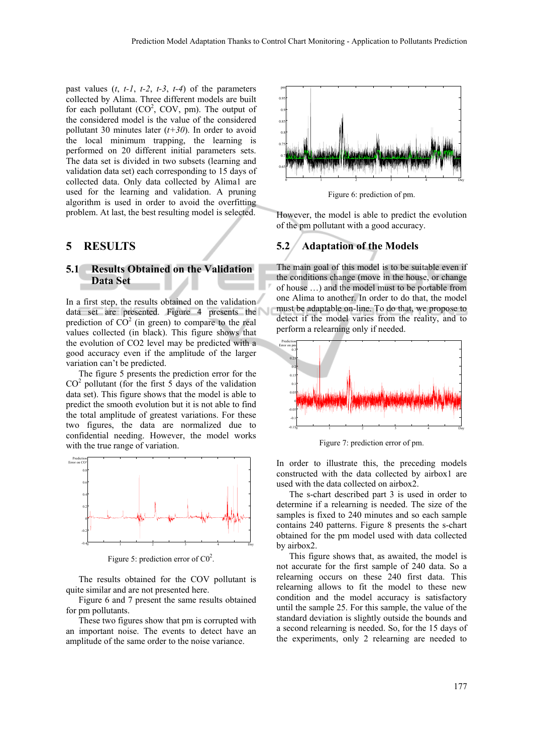past values (*t*, *t-1*, *t-3*, *t-4*) of the parameters collected by Alima. Three different models are built for each pollutant ($CO^2$, COV, pm). The output of the considered model is the value of the considered pollutant 30 minutes later (*t+30*). In order to avoid the local minimum trapping, the learning is performed on 20 different initial parameters sets. The data set is divided in two subsets (learning and validation data set) each corresponding to 15 days of collected data. Only data collected by Alima1 are used for the learning and validation. A pruning algorithm is used in order to avoid the overfitting problem. At last, the best resulting model is selected.

# 5 RESULTS

## 5.1 Results Obtained on the Validation Data Set

In a first step, the results obtained on the validation data set are presented. Figure 4 presents the prediction of $CO^2$ (in green) to compare to the real values collected (in black). This figure shows that the evolution of CO2 level may be predicted with a good accuracy even if the amplitude of the larger variation can't be predicted.

The figure 5 presents the prediction error for the $CO^2$ pollutant (for the first 5 days of the validation data set). This figure shows that the model is able to predict the smooth evolution but it is not able to find the total amplitude of greatest variations. For these two figures, the data are normalized due to confidential needing. However, the model works with the true range of variation.

Figure 5: prediction error of $C0^2$.

The results obtained for the COV pollutant is quite similar and are not presented here.

Figure 6 and 7 present the same results obtained for pm pollutants.

These two figures show that pm is corrupted with an important noise. The events to detect have an amplitude of the same order to the noise variance.

Figure 6: prediction of pm.

However, the model is able to predict the evolution of the pm pollutant with a good accuracy.

## 5.2 Adaptation of the Models

The main goal of this model is to be suitable even if the conditions change (move in the house, or change of house …) and the model must to be portable from one Alima to another. In order to do that, the model must be adaptable on-line. To do that, we propose to detect if the model varies from the reality, and to perform a relearning only if needed.

Figure 7: prediction error of pm.

In order to illustrate this, the preceding models constructed with the data collected by airbox1 are used with the data collected on airbox2.

The s-chart described part 3 is used in order to determine if a relearning is needed. The size of the samples is fixed to 240 minutes and so each sample contains 240 patterns. Figure 8 presents the s-chart obtained for the pm model used with data collected by airbox2.

This figure shows that, as awaited, the model is not accurate for the first sample of 240 data. So a relearning occurs on these 240 first data. This relearning allows to fit the model to these new condition and the model accuracy is satisfactory until the sample 25. For this sample, the value of the standard deviation is slightly outside the bounds and a second relearning is needed. So, for the 15 days of the experiments, only 2 relearning are needed to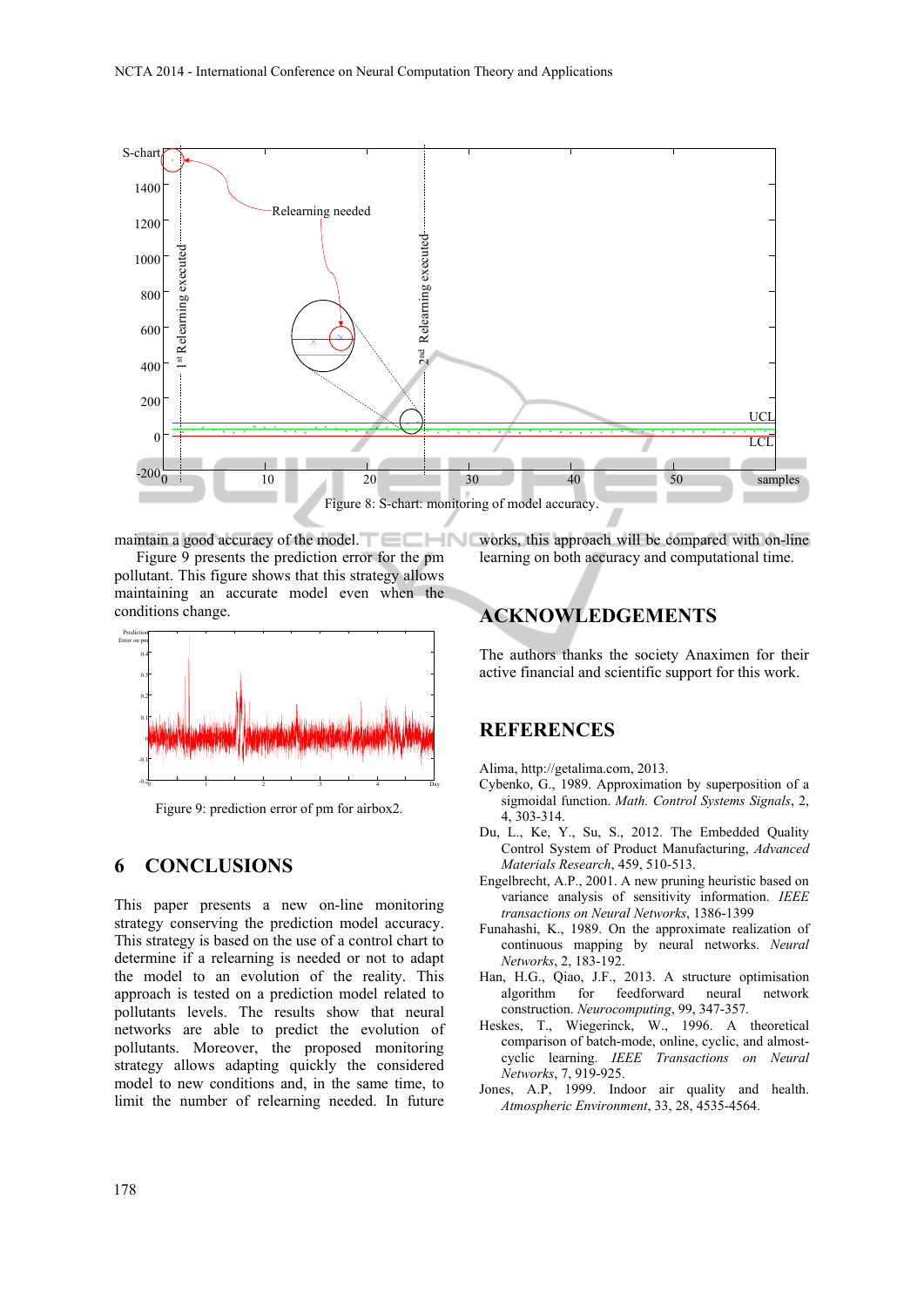Figure 8: S-chart: monitoring of model accuracy.

maintain a good accuracy of the model.

Figure 9 presents the prediction error for the pm pollutant. This figure shows that this strategy allows maintaining an accurate model even when the conditions change.

Figure 9: prediction error of pm for airbox2.

## 6 CONCLUSIONS

This paper presents a new on-line monitoring strategy conserving the prediction model accuracy. This strategy is based on the use of a control chart to determine if a relearning is needed or not to adapt the model to an evolution of the reality. This approach is tested on a prediction model related to pollutants levels. The results show that neural networks are able to predict the evolution of pollutants. Moreover, the proposed monitoring strategy allows adapting quickly the considered model to new conditions and, in the same time, to limit the number of relearning needed. In future works, this approach will be compared with on-line learning on both accuracy and computational time.

## ACKNOWLEDGEMENTS

The authors thanks the society Anaximen for their active financial and scientific support for this work.

## REFERENCES

Alima, http://getalima.com, 2013.

Cybenko, G., 1989. Approximation by superposition of a sigmoidal function. *Math. Control Systems Signals*, 2, 4, 303-314.

Du, L., Ke, Y., Su, S., 2012. The Embedded Quality Control System of Product Manufacturing, *Advanced Materials Research*, 459, 510-513.

Engelbrecht, A.P., 2001. A new pruning heuristic based on variance analysis of sensitivity information. *IEEE transactions on Neural Networks*, 1386-1399

Funahashi, K., 1989. On the approximate realization of continuous mapping by neural networks. *Neural Networks*, 2, 183-192.

Han, H.G., Qiao, J.F., 2013. A structure optimisation algorithm for feedforward neural network construction. *Neurocomputing*, 99, 347-357.

Heskes, T., Wiegerinck, W., 1996. A theoretical comparison of batch-mode, online, cyclic, and almost-cyclic learning. *IEEE Transactions on Neural Networks*, 7, 919-925.

Jones, A.P, 1999. Indoor air quality and health. *Atmospheric Environment*, 33, 28, 4535-4564.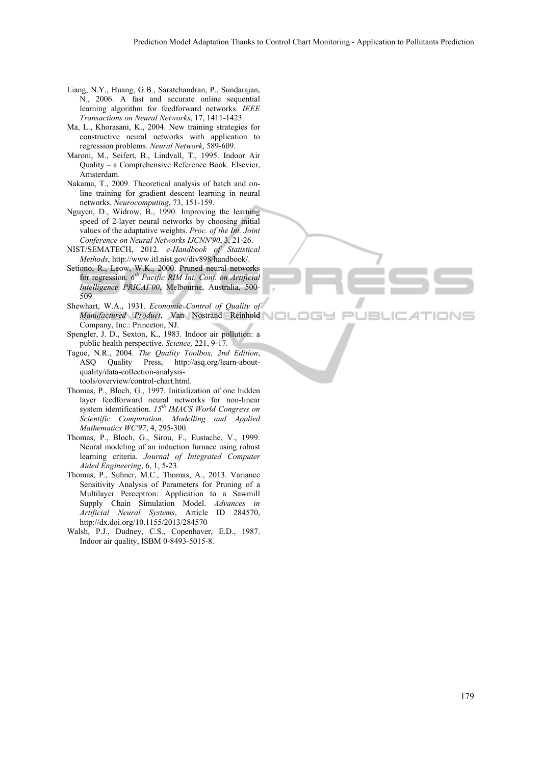Liang, N.Y., Huang, G.B., Saratchandran, P., Sundarajan, N., 2006. A fast and accurate online sequential learning algorithm for feedforward networks. *IEEE Transactions on Neural Networks*, 17, 1411-1423.

Ma, L., Khorasani, K., 2004. New training strategies for constructive neural networks with application to regression problems. *Neural Network*, 589-609.

Maroni, M., Seifert, B., Lindvall, T., 1995. Indoor Air Quality – a Comprehensive Reference Book. Elsevier, Amsterdam.

Nakama, T., 2009. Theoretical analysis of batch and on-line training for gradient descent learning in neural networks. *Neurocomputing*, 73, 151-159.

Nguyen, D., Widrow, B., 1990. Improving the learning speed of 2-layer neural networks by choosing initial values of the adaptative weights. *Proc. of the Int. Joint Conference on Neural Networks IJCNN'90*, 3, 21-26.

NIST/SEMATECH, 2012. *e-Handbook of Statistical Methods*, http://www.itl.nist.gov/div898/handbook/.

Setiono, R., Leow, W.K., 2000. Pruned neural networks for regression. *6th Pacific RIM Int. Conf. on Artificial Intelligence PRICAI'00*, Melbourne, Australia, 500-509

Shewhart, W.A., 1931. *Economic Control of Quality of Manufactured Product*, Van Nostrand Reinhold Company, Inc.: Princeton, NJ.

Spengler, J. D., Sexton, K., 1983. Indoor air pollution: a public health perspective. *Science,* 221, 9-17.

Tague, N.R., 2004. *The Quality Toolbox, 2nd Edition*, ASQ Quality Press, http://asq.org/learn-about-quality/data-collection-analysis-tools/overview/control-chart.html.

Thomas, P., Bloch, G., 1997. Initialization of one hidden layer feedforward neural networks for non-linear system identification. *15th IMACS World Congress on Scientific Computation, Modelling and Applied Mathematics WC'97*, 4, 295-300.

Thomas, P., Bloch, G., Sirou, F., Eustache, V., 1999. Neural modeling of an induction furnace using robust learning criteria. *Journal of Integrated Computer Aided Engineering*, 6, 1, 5-23.

Thomas, P., Suhner, M.C., Thomas, A., 2013. Variance Sensitivity Analysis of Parameters for Pruning of a Multilayer Perceptron: Application to a Sawmill Supply Chain Simulation Model. *Advances in Artificial Neural Systems*, Article ID 284570, http://dx.doi.org/10.1155/2013/284570

Walsh, P.J., Dudney, C.S., Copenhaver, E.D., 1987. Indoor air quality, ISBM 0-8493-5015-8.